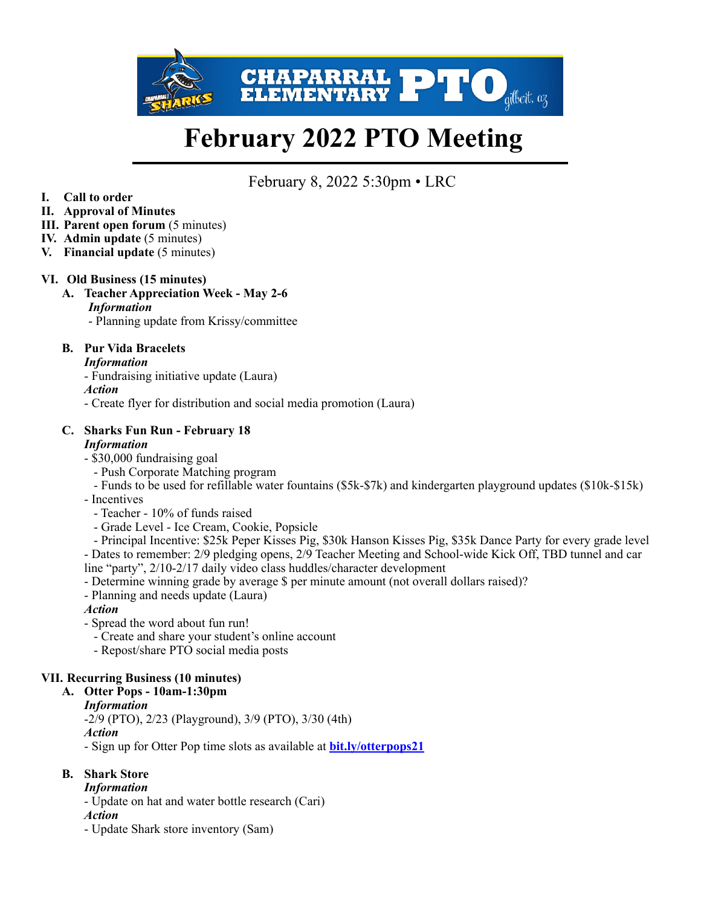# February 2022 PTO Meeting

February 8, 2022 5:30pm • LRC

- **I. Call to order**
- **II. Approval of Minutes**
- **III. Parent open forum** (5 minutes)
- **IV. Admin update** (5 minutes)
- **V. Financial update** (5 minutes)

## VI. Old Business (15 minutes)

### A. Teacher Appreciation Week - May 2-6

***Information***

- Planning update from Krissy/committee

### B. Pur Vida Bracelets

***Information***

- Fundraising initiative update (Laura)

***Action***

- Create flyer for distribution and social media promotion (Laura)

### C. Sharks Fun Run - February 18

***Information***

- $30,000 fundraising goal
  - Push Corporate Matching program
  - Funds to be used for refillable water fountains ($5k-$7k) and kindergarten playground updates ($10k-$15k)
- Incentives
  - Teacher - 10% of funds raised
  - Grade Level - Ice Cream, Cookie, Popsicle
  - Principal Incentive: $25k Peper Kisses Pig, $30k Hanson Kisses Pig, $35k Dance Party for every grade level
- Dates to remember: 2/9 pledging opens, 2/9 Teacher Meeting and School-wide Kick Off, TBD tunnel and car line "party", 2/10-2/17 daily video class huddles/character development
- Determine winning grade by average $ per minute amount (not overall dollars raised)?
- Planning and needs update (Laura)

***Action***

- Spread the word about fun run!
  - Create and share your student's online account
  - Repost/share PTO social media posts

## VII. Recurring Business (10 minutes)

### A. Otter Pops - 10am-1:30pm

***Information***

-2/9 (PTO), 2/23 (Playground), 3/9 (PTO), 3/30 (4th)

***Action***

- Sign up for Otter Pop time slots as available at **[bit.ly/otterpops21](bit.ly/otterpops21)**

### B. Shark Store

***Information***

- Update on hat and water bottle research (Cari)

***Action***

- Update Shark store inventory (Sam)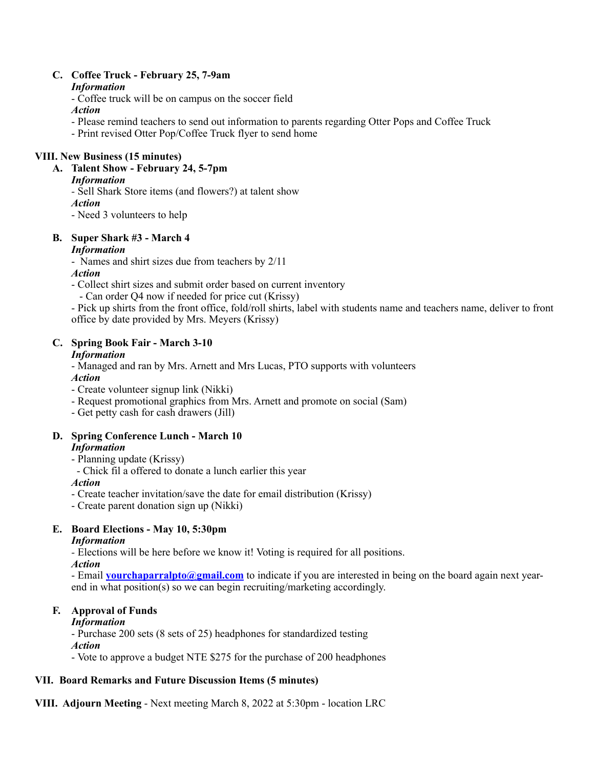**C. Coffee Truck - February 25, 7-9am**

***Information***

- Coffee truck will be on campus on the soccer field

***Action***

- Please remind teachers to send out information to parents regarding Otter Pops and Coffee Truck
- Print revised Otter Pop/Coffee Truck flyer to send home

## VIII. New Business (15 minutes)

**A. Talent Show - February 24, 5-7pm**

***Information***

- Sell Shark Store items (and flowers?) at talent show

***Action***

- Need 3 volunteers to help

**B. Super Shark #3 - March 4**

***Information***

- Names and shirt sizes due from teachers by 2/11

***Action***

- Collect shirt sizes and submit order based on current inventory
  - Can order Q4 now if needed for price cut (Krissy)
- Pick up shirts from the front office, fold/roll shirts, label with students name and teachers name, deliver to front office by date provided by Mrs. Meyers (Krissy)

**C. Spring Book Fair - March 3-10**

***Information***

- Managed and ran by Mrs. Arnett and Mrs Lucas, PTO supports with volunteers

***Action***

- Create volunteer signup link (Nikki)
- Request promotional graphics from Mrs. Arnett and promote on social (Sam)
- Get petty cash for cash drawers (Jill)

**D. Spring Conference Lunch - March 10**

***Information***

- Planning update (Krissy)
  - Chick fil a offered to donate a lunch earlier this year

***Action***

- Create teacher invitation/save the date for email distribution (Krissy)
- Create parent donation sign up (Nikki)

**E. Board Elections - May 10, 5:30pm**

***Information***

- Elections will be here before we know it! Voting is required for all positions.

***Action***

- Email **[yourchaparralpto@gmail.com](mailto:yourchaparralpto@gmail.com)** to indicate if you are interested in being on the board again next year-end in what position(s) so we can begin recruiting/marketing accordingly.

**F. Approval of Funds**

***Information***

- Purchase 200 sets (8 sets of 25) headphones for standardized testing

***Action***

- Vote to approve a budget NTE $275 for the purchase of 200 headphones

## VII. Board Remarks and Future Discussion Items (5 minutes)

**VIII. Adjourn Meeting** - Next meeting March 8, 2022 at 5:30pm - location LRC